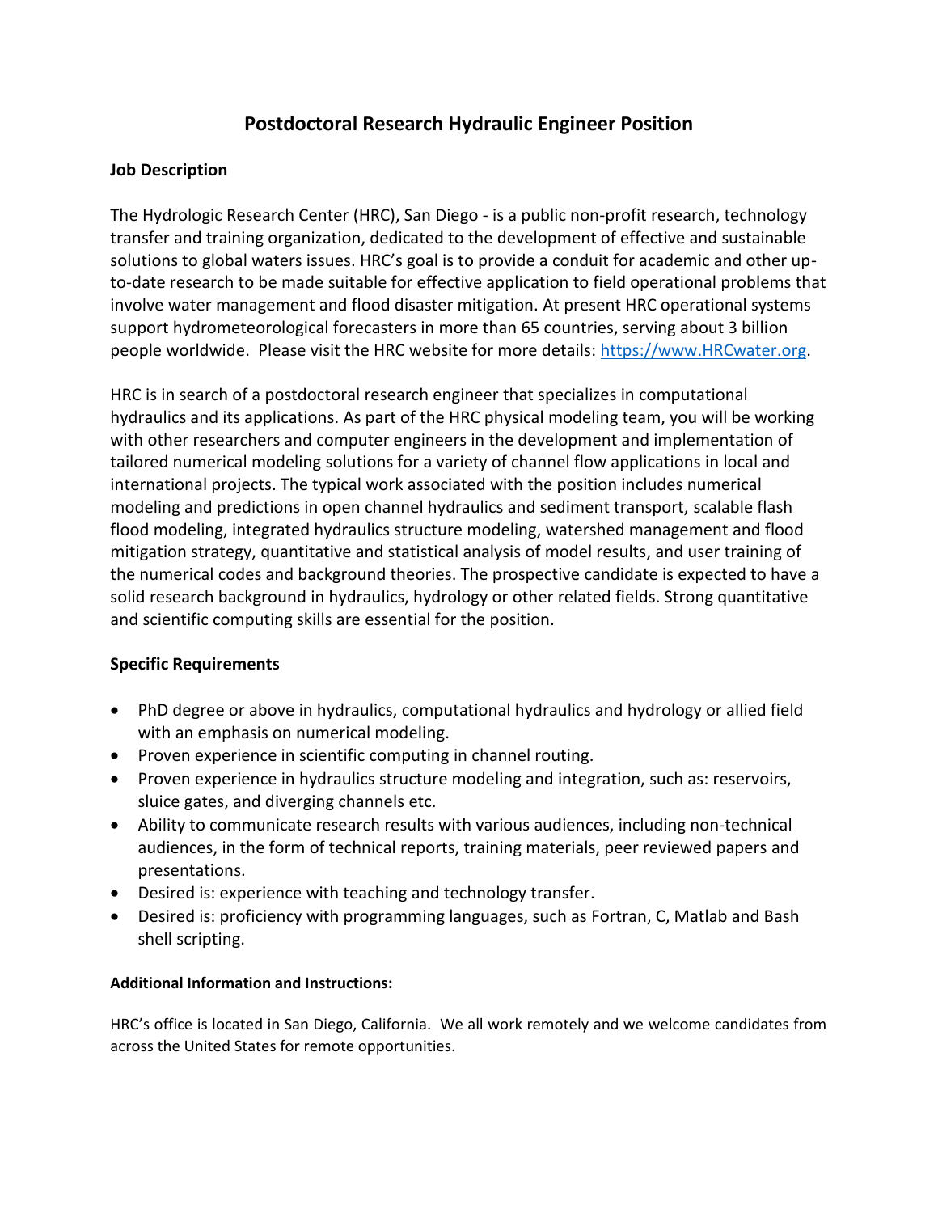# Postdoctoral Research Hydraulic Engineer Position

## Job Description

The Hydrologic Research Center (HRC), San Diego - is a public non-profit research, technology transfer and training organization, dedicated to the development of effective and sustainable solutions to global waters issues. HRC's goal is to provide a conduit for academic and other up-to-date research to be made suitable for effective application to field operational problems that involve water management and flood disaster mitigation. At present HRC operational systems support hydrometeorological forecasters in more than 65 countries, serving about 3 billion people worldwide. Please visit the HRC website for more details: [https://www.HRCwater.org](https://www.HRCwater.org).

HRC is in search of a postdoctoral research engineer that specializes in computational hydraulics and its applications. As part of the HRC physical modeling team, you will be working with other researchers and computer engineers in the development and implementation of tailored numerical modeling solutions for a variety of channel flow applications in local and international projects. The typical work associated with the position includes numerical modeling and predictions in open channel hydraulics and sediment transport, scalable flash flood modeling, integrated hydraulics structure modeling, watershed management and flood mitigation strategy, quantitative and statistical analysis of model results, and user training of the numerical codes and background theories. The prospective candidate is expected to have a solid research background in hydraulics, hydrology or other related fields. Strong quantitative and scientific computing skills are essential for the position.

## Specific Requirements

- PhD degree or above in hydraulics, computational hydraulics and hydrology or allied field with an emphasis on numerical modeling.
- Proven experience in scientific computing in channel routing.
- Proven experience in hydraulics structure modeling and integration, such as: reservoirs, sluice gates, and diverging channels etc.
- Ability to communicate research results with various audiences, including non-technical audiences, in the form of technical reports, training materials, peer reviewed papers and presentations.
- Desired is: experience with teaching and technology transfer.
- Desired is: proficiency with programming languages, such as Fortran, C, Matlab and Bash shell scripting.

### Additional Information and Instructions:

HRC's office is located in San Diego, California. We all work remotely and we welcome candidates from across the United States for remote opportunities.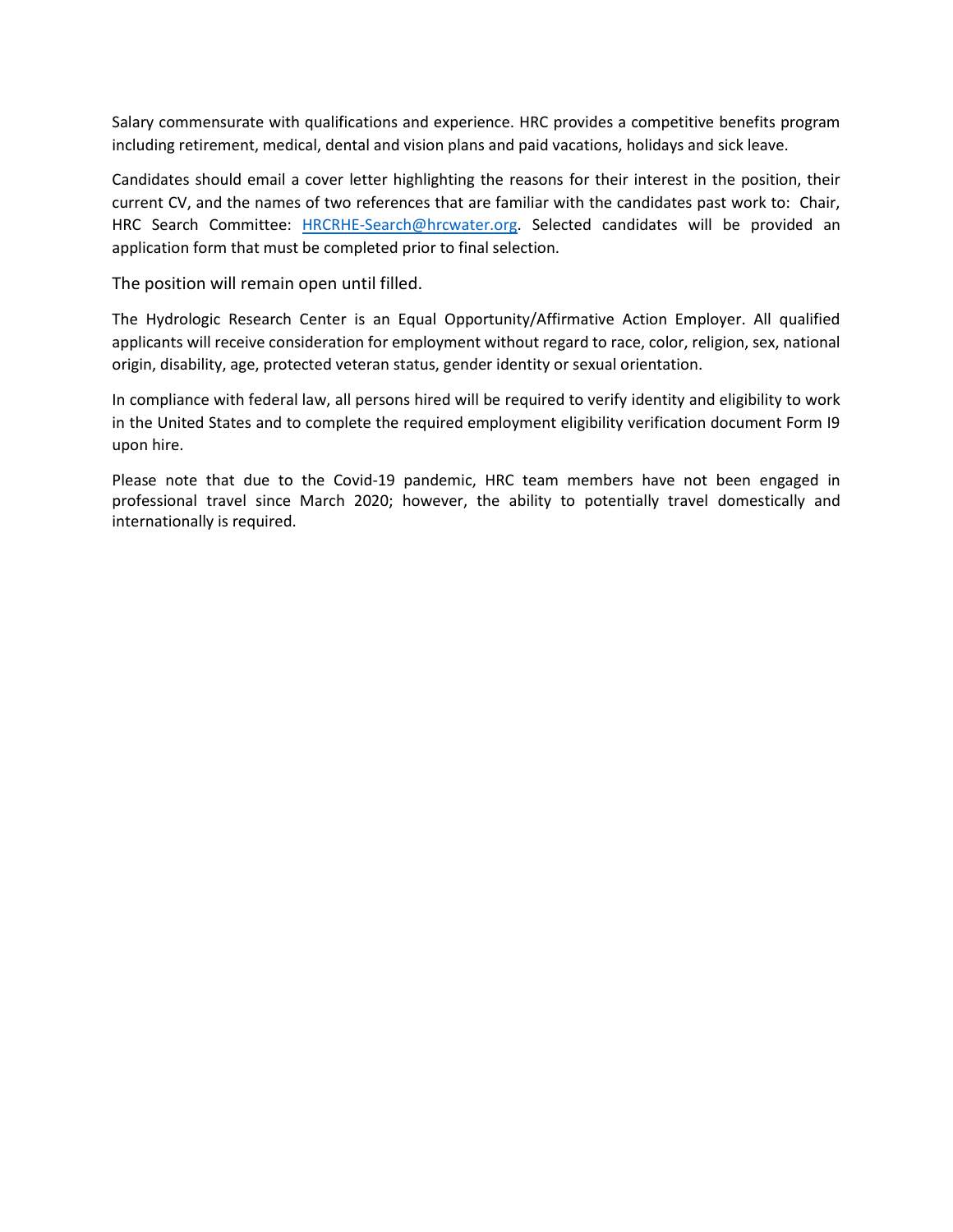Salary commensurate with qualifications and experience. HRC provides a competitive benefits program including retirement, medical, dental and vision plans and paid vacations, holidays and sick leave.

Candidates should email a cover letter highlighting the reasons for their interest in the position, their current CV, and the names of two references that are familiar with the candidates past work to: Chair, HRC Search Committee: [HRCRHE-Search@hrcwater.org](mailto:HRCRHE-Search@hrcwater.org). Selected candidates will be provided an application form that must be completed prior to final selection.

The position will remain open until filled.

The Hydrologic Research Center is an Equal Opportunity/Affirmative Action Employer. All qualified applicants will receive consideration for employment without regard to race, color, religion, sex, national origin, disability, age, protected veteran status, gender identity or sexual orientation.

In compliance with federal law, all persons hired will be required to verify identity and eligibility to work in the United States and to complete the required employment eligibility verification document Form I9 upon hire.

Please note that due to the Covid-19 pandemic, HRC team members have not been engaged in professional travel since March 2020; however, the ability to potentially travel domestically and internationally is required.